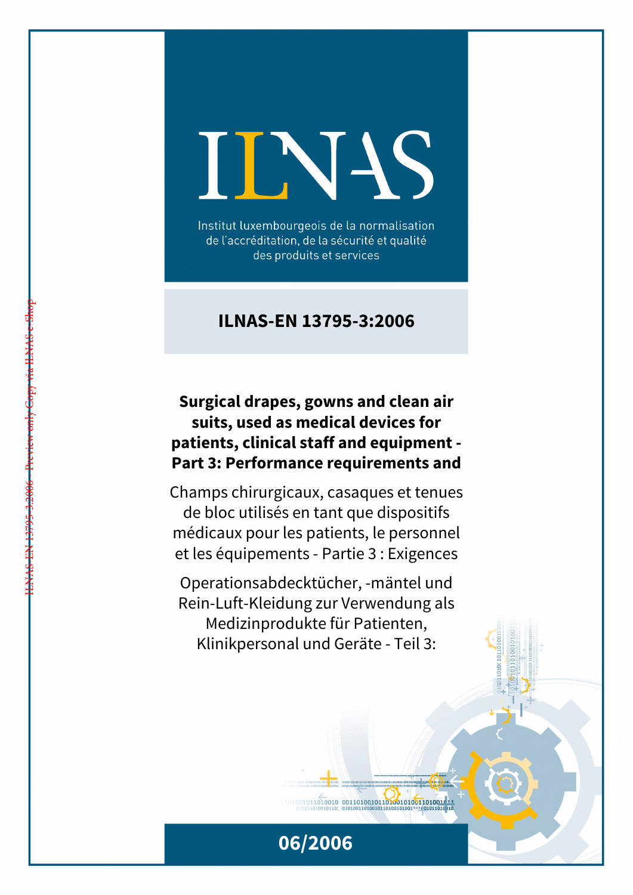# ILNAS

Institut luxembourgeois de la normalisation de l'accréditation, de la sécurité et qualité des produits et services

## ILNAS-EN 13795-3:2006

**Surgical drapes, gowns and clean air suits, used as medical devices for patients, clinical staff and equipment - Part 3: Performance requirements and**

Champs chirurgicaux, casaques et tenues de bloc utilisés en tant que dispositifs médicaux pour les patients, le personnel et les équipements - Partie 3 : Exigences

Operationsabdecktücher, -mäntel und Rein-Luft-Kleidung zur Verwendung als Medizinprodukte für Patienten, Klinikpersonal und Geräte - Teil 3:

ILNAS-EN 13795-3:2006 - Preview only Copy via ILNAS e-Shop

**06/2006**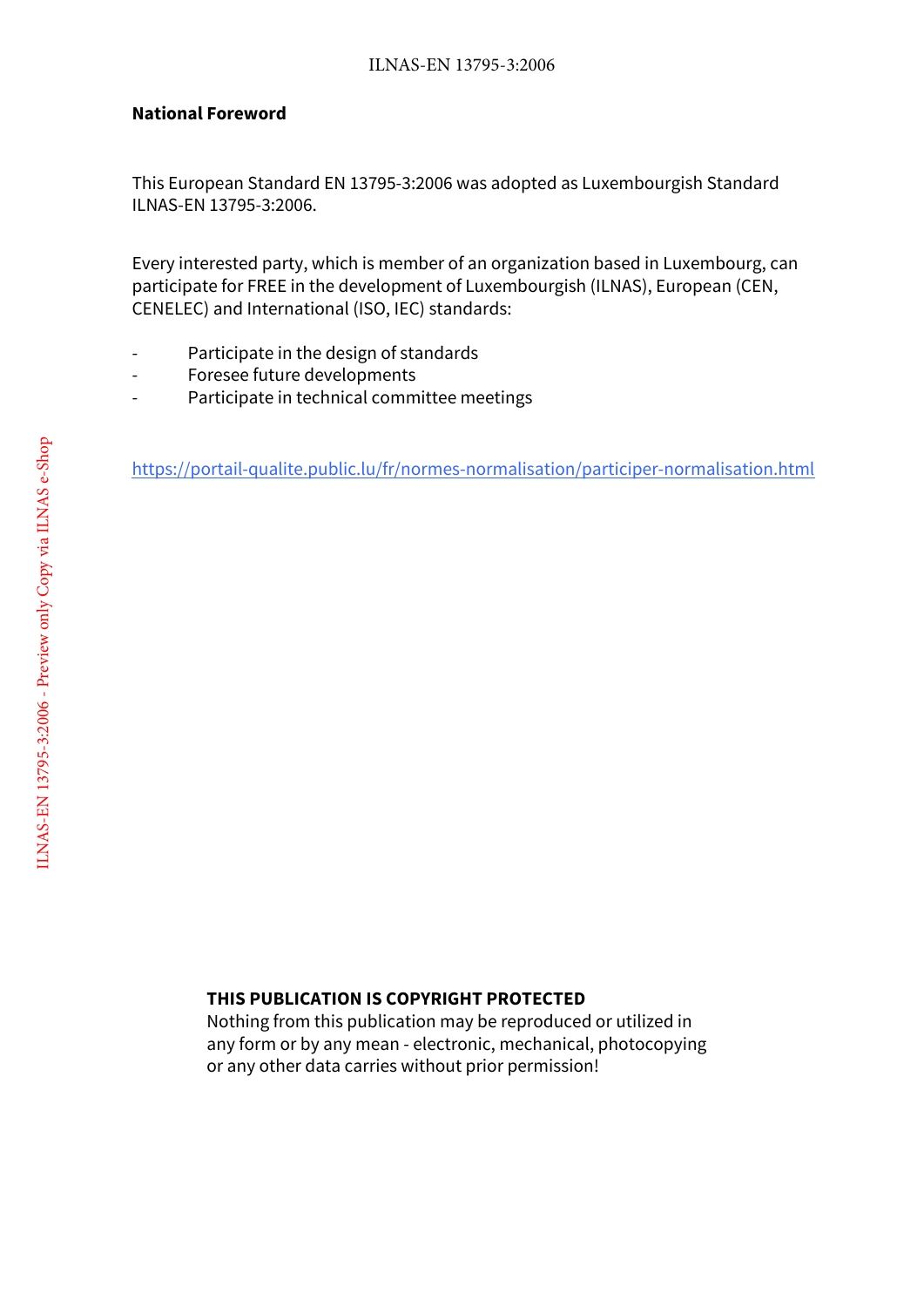**National Foreword**

This European Standard EN 13795-3:2006 was adopted as Luxembourgish Standard ILNAS-EN 13795-3:2006.

Every interested party, which is member of an organization based in Luxembourg, can participate for FREE in the development of Luxembourgish (ILNAS), European (CEN, CENELEC) and International (ISO, IEC) standards:

- Participate in the design of standards
- Foresee future developments
- Participate in technical committee meetings

https://portail-qualite.public.lu/fr/normes-normalisation/participer-normalisation.html

**THIS PUBLICATION IS COPYRIGHT PROTECTED**
Nothing from this publication may be reproduced or utilized in any form or by any mean - electronic, mechanical, photocopying or any other data carries without prior permission!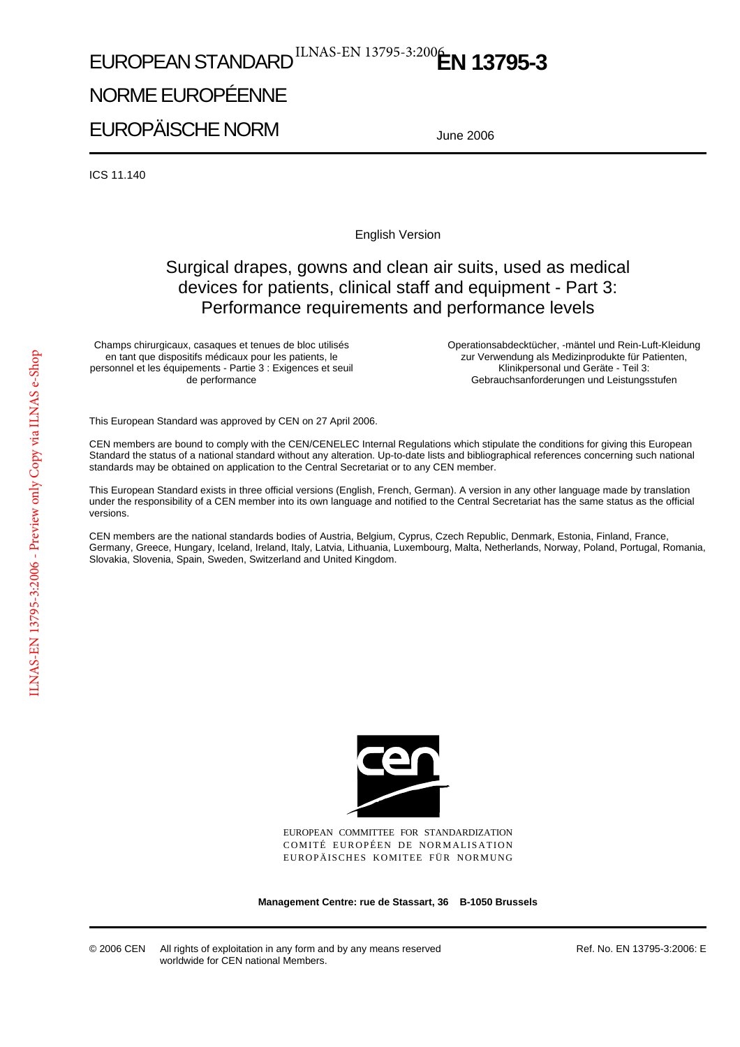EUROPEAN STANDARD

NORME EUROPÉENNE

EUROPÄISCHE NORM

**EN 13795-3**

June 2006

ICS 11.140

English Version

# Surgical drapes, gowns and clean air suits, used as medical devices for patients, clinical staff and equipment - Part 3: Performance requirements and performance levels

Champs chirurgicaux, casaques et tenues de bloc utilisés en tant que dispositifs médicaux pour les patients, le personnel et les équipements - Partie 3 : Exigences et seuil de performance

Operationsabdecktücher, -mäntel und Rein-Luft-Kleidung zur Verwendung als Medizinprodukte für Patienten, Klinikpersonal und Geräte - Teil 3: Gebrauchsanforderungen und Leistungsstufen

This European Standard was approved by CEN on 27 April 2006.

CEN members are bound to comply with the CEN/CENELEC Internal Regulations which stipulate the conditions for giving this European Standard the status of a national standard without any alteration. Up-to-date lists and bibliographical references concerning such national standards may be obtained on application to the Central Secretariat or to any CEN member.

This European Standard exists in three official versions (English, French, German). A version in any other language made by translation under the responsibility of a CEN member into its own language and notified to the Central Secretariat has the same status as the official versions.

CEN members are the national standards bodies of Austria, Belgium, Cyprus, Czech Republic, Denmark, Estonia, Finland, France, Germany, Greece, Hungary, Iceland, Ireland, Italy, Latvia, Lithuania, Luxembourg, Malta, Netherlands, Norway, Poland, Portugal, Romania, Slovakia, Slovenia, Spain, Sweden, Switzerland and United Kingdom.

EUROPEAN COMMITTEE FOR STANDARDIZATION
COMITÉ EUROPÉEN DE NORMALISATION
EUROPÄISCHES KOMITEE FÜR NORMUNG

**Management Centre: rue de Stassart, 36 B-1050 Brussels**

© 2006 CEN All rights of exploitation in any form and by any means reserved worldwide for CEN national Members.

Ref. No. EN 13795-3:2006: E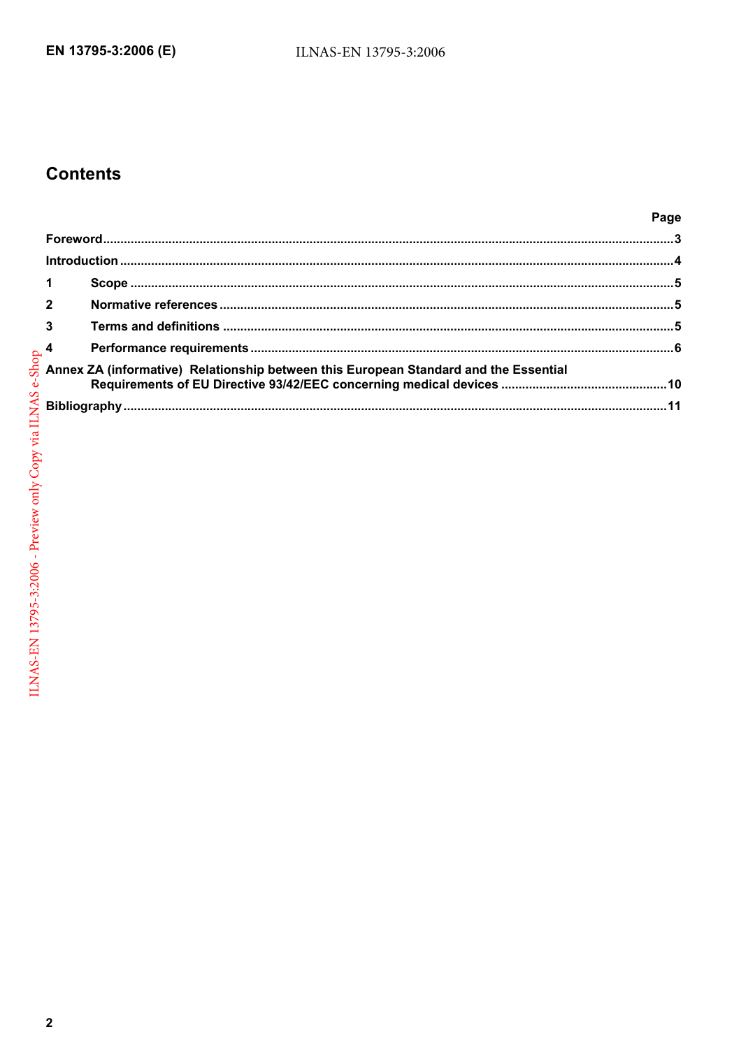# Contents

| | | Page |
|---|---|---|
| Foreword | | 3 |
| Introduction | | 4 |
| 1 | Scope | 5 |
| 2 | Normative references | 5 |
| 3 | Terms and definitions | 5 |
| 4 | Performance requirements | 6 |
| Annex ZA (informative) Relationship between this European Standard and the Essential Requirements of EU Directive 93/42/EEC concerning medical devices | | 10 |
| Bibliography | | 11 |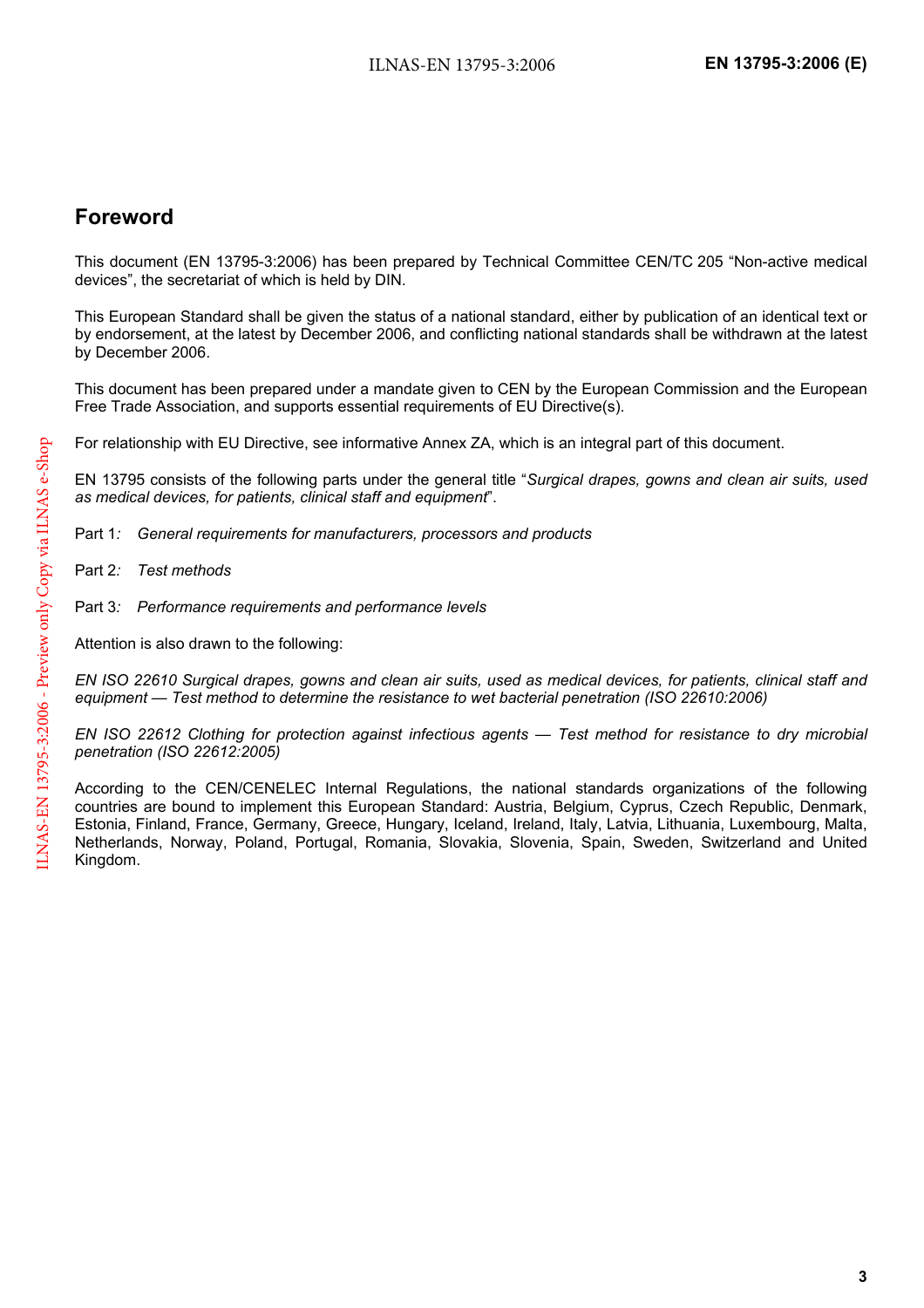# Foreword

This document (EN 13795-3:2006) has been prepared by Technical Committee CEN/TC 205 "Non-active medical devices", the secretariat of which is held by DIN.

This European Standard shall be given the status of a national standard, either by publication of an identical text or by endorsement, at the latest by December 2006, and conflicting national standards shall be withdrawn at the latest by December 2006.

This document has been prepared under a mandate given to CEN by the European Commission and the European Free Trade Association, and supports essential requirements of EU Directive(s).

For relationship with EU Directive, see informative Annex ZA, which is an integral part of this document.

EN 13795 consists of the following parts under the general title "*Surgical drapes, gowns and clean air suits, used as medical devices, for patients, clinical staff and equipment*".

Part 1*:* *General requirements for manufacturers, processors and products*

Part 2*:* *Test methods*

Part 3*:* *Performance requirements and performance levels*

Attention is also drawn to the following:

*EN ISO 22610 Surgical drapes, gowns and clean air suits, used as medical devices, for patients, clinical staff and equipment — Test method to determine the resistance to wet bacterial penetration (ISO 22610:2006)*

*EN ISO 22612 Clothing for protection against infectious agents — Test method for resistance to dry microbial penetration (ISO 22612:2005)*

According to the CEN/CENELEC Internal Regulations, the national standards organizations of the following countries are bound to implement this European Standard: Austria, Belgium, Cyprus, Czech Republic, Denmark, Estonia, Finland, France, Germany, Greece, Hungary, Iceland, Ireland, Italy, Latvia, Lithuania, Luxembourg, Malta, Netherlands, Norway, Poland, Portugal, Romania, Slovakia, Slovenia, Spain, Sweden, Switzerland and United Kingdom.